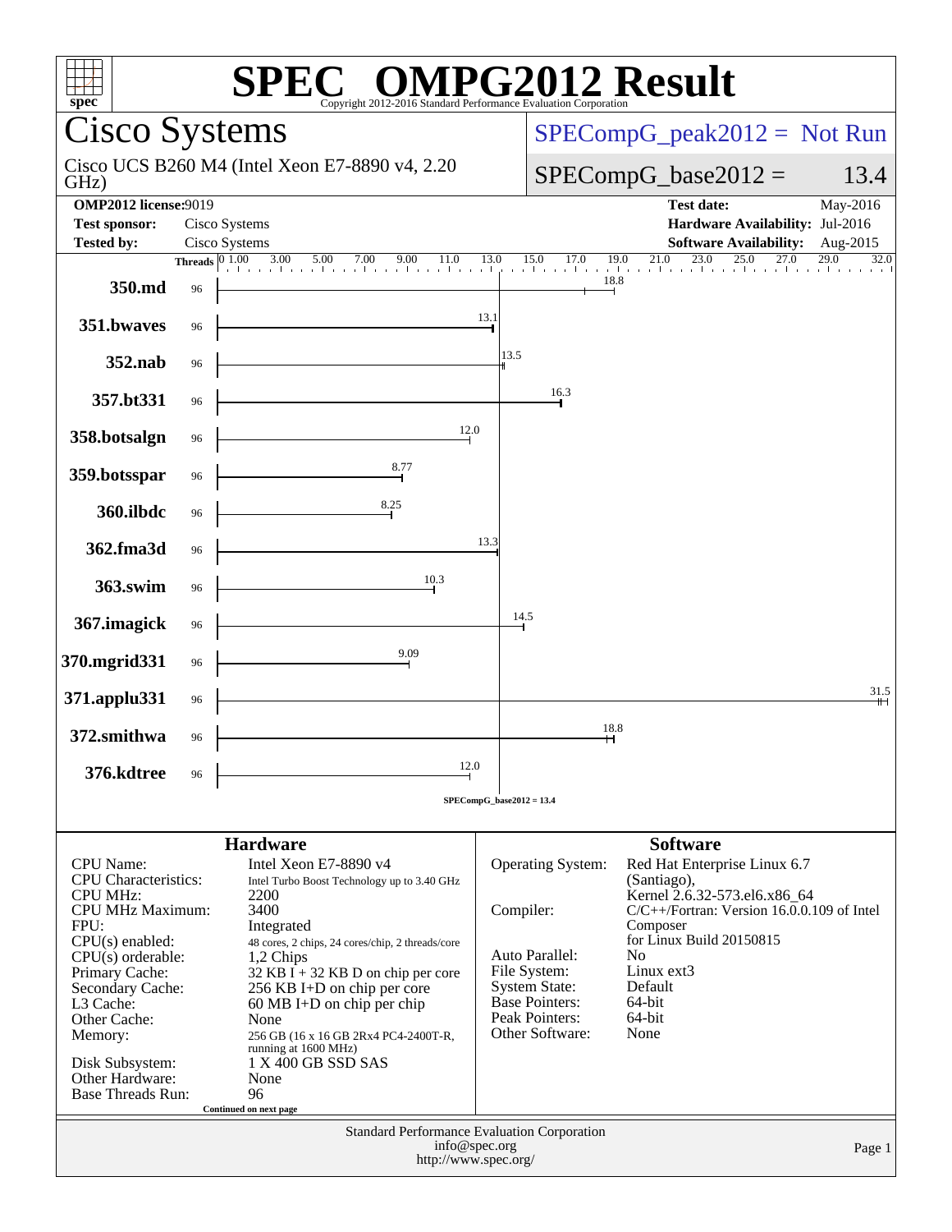# SPEC® OMPG2012 Result

Copyright 2012-2016 Standard Performance Evaluation Corporation

## Cisco Systems

Cisco UCS B260 M4 (Intel Xeon E7-8890 v4, 2.20 GHz)

SPECompG_peak2012 = Not Run

SPECompG_base2012 = 13.4

| | | | |
|---|---|---|---|
| **OMP2012 license:** | 9019 | **Test date:** | May-2016 |
| **Test sponsor:** | Cisco Systems | **Hardware Availability:** | Jul-2016 |
| **Tested by:** | Cisco Systems | **Software Availability:** | Aug-2015 |

| Benchmark | Threads | Base Ratio |
|---|---|---|
| 350.md | 96 | 18.8 |
| 351.bwaves | 96 | 13.1 |
| 352.nab | 96 | 13.5 |
| 357.bt331 | 96 | 16.3 |
| 358.botsalgn | 96 | 12.0 |
| 359.botsspar | 96 | 8.77 |
| 360.ilbdc | 96 | 8.25 |
| 362.fma3d | 96 | 13.3 |
| 363.swim | 96 | 10.3 |
| 367.imagick | 96 | 14.5 |
| 370.mgrid331 | 96 | 9.09 |
| 371.applu331 | 96 | 31.5 |
| 372.smithwa | 96 | 18.8 |
| 376.kdtree | 96 | 12.0 |

SPECompG_base2012 = 13.4

### Hardware

| | |
|---|---|
| CPU Name: | Intel Xeon E7-8890 v4 |
| CPU Characteristics: | Intel Turbo Boost Technology up to 3.40 GHz |
| CPU MHz: | 2200 |
| CPU MHz Maximum: | 3400 |
| FPU: | Integrated |
| CPU(s) enabled: | 48 cores, 2 chips, 24 cores/chip, 2 threads/core |
| CPU(s) orderable: | 1,2 Chips |
| Primary Cache: | 32 KB I + 32 KB D on chip per core |
| Secondary Cache: | 256 KB I+D on chip per core |
| L3 Cache: | 60 MB I+D on chip per chip |
| Other Cache: | None |
| Memory: | 256 GB (16 x 16 GB 2Rx4 PC4-2400T-R, running at 1600 MHz) |
| Disk Subsystem: | 1 X 400 GB SSD SAS |
| Other Hardware: | None |
| Base Threads Run: | 96 |

Continued on next page

### Software

| | |
|---|---|
| Operating System: | Red Hat Enterprise Linux 6.7 (Santiago), Kernel 2.6.32-573.el6.x86_64 |
| Compiler: | C/C++/Fortran: Version 16.0.0.109 of Intel Composer for Linux Build 20150815 |
| Auto Parallel: | No |
| File System: | Linux ext3 |
| System State: | Default |
| Base Pointers: | 64-bit |
| Peak Pointers: | 64-bit |
| Other Software: | None |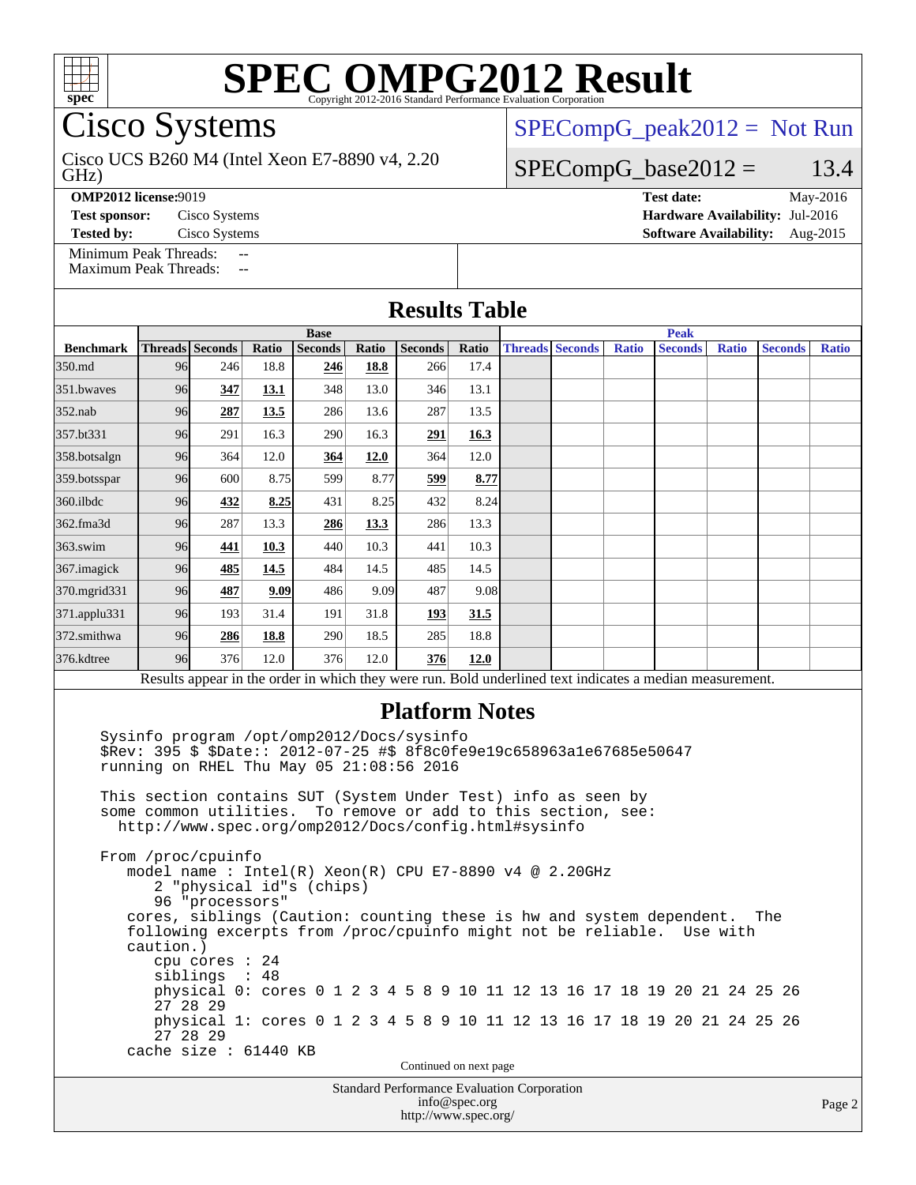# SPEC OMPG2012 Result

Copyright 2012-2016 Standard Performance Evaluation Corporation

## Cisco Systems

Cisco UCS B260 M4 (Intel Xeon E7-8890 v4, 2.20 GHz)

SPECompG_peak2012 = Not Run

SPECompG_base2012 = 13.4

**OMP2012 license:** 9019
**Test sponsor:** Cisco Systems
**Tested by:** Cisco Systems

**Test date:** May-2016
**Hardware Availability:** Jul-2016
**Software Availability:** Aug-2015

Minimum Peak Threads: --
Maximum Peak Threads: --

## Results Table

| Benchmark | Base | | | | | | | Peak | | | | | | |
|---|---|---|---|---|---|---|---|---|---|---|---|---|---|---|
| | Threads | Seconds | Ratio | Seconds | Ratio | Seconds | Ratio | Threads | Seconds | Ratio | Seconds | Ratio | Seconds | Ratio |
| 350.md | 96 | 246 | 18.8 | **246** | **18.8** | 266 | 17.4 | | | | | | | |
| 351.bwaves | 96 | **347** | **13.1** | 348 | 13.0 | 346 | 13.1 | | | | | | | |
| 352.nab | 96 | **287** | **13.5** | 286 | 13.6 | 287 | 13.5 | | | | | | | |
| 357.bt331 | 96 | 291 | 16.3 | 290 | 16.3 | **291** | **16.3** | | | | | | | |
| 358.botsalgn | 96 | 364 | 12.0 | **364** | **12.0** | 364 | 12.0 | | | | | | | |
| 359.botsspar | 96 | 600 | 8.75 | 599 | 8.77 | **599** | **8.77** | | | | | | | |
| 360.ilbdc | 96 | **432** | **8.25** | 431 | 8.25 | 432 | 8.24 | | | | | | | |
| 362.fma3d | 96 | 287 | 13.3 | **286** | **13.3** | 286 | 13.3 | | | | | | | |
| 363.swim | 96 | **441** | **10.3** | 440 | 10.3 | 441 | 10.3 | | | | | | | |
| 367.imagick | 96 | **485** | **14.5** | 484 | 14.5 | 485 | 14.5 | | | | | | | |
| 370.mgrid331 | 96 | **487** | **9.09** | 486 | 9.09 | 487 | 9.08 | | | | | | | |
| 371.applu331 | 96 | 193 | 31.4 | 191 | 31.8 | **193** | **31.5** | | | | | | | |
| 372.smithwa | 96 | **286** | **18.8** | 290 | 18.5 | 285 | 18.8 | | | | | | | |
| 376.kdtree | 96 | 376 | 12.0 | 376 | 12.0 | **376** | **12.0** | | | | | | | |

Results appear in the order in which they were run. Bold underlined text indicates a median measurement.

## Platform Notes

```
Sysinfo program /opt/omp2012/Docs/sysinfo
$Rev: 395 $ $Date:: 2012-07-25 #$ 8f8c0fe9e19c658963a1e67685e50647
running on RHEL Thu May 05 21:08:56 2016

This section contains SUT (System Under Test) info as seen by
some common utilities.  To remove or add to this section, see:
  http://www.spec.org/omp2012/Docs/config.html#sysinfo

From /proc/cpuinfo
   model name : Intel(R) Xeon(R) CPU E7-8890 v4 @ 2.20GHz
      2 "physical id"s (chips)
      96 "processors"
   cores, siblings (Caution: counting these is hw and system dependent.  The
   following excerpts from /proc/cpuinfo might not be reliable.  Use with
   caution.)
      cpu cores : 24
      siblings  : 48
      physical 0: cores 0 1 2 3 4 5 8 9 10 11 12 13 16 17 18 19 20 21 24 25 26
      27 28 29
      physical 1: cores 0 1 2 3 4 5 8 9 10 11 12 13 16 17 18 19 20 21 24 25 26
      27 28 29
   cache size : 61440 KB
```

Continued on next page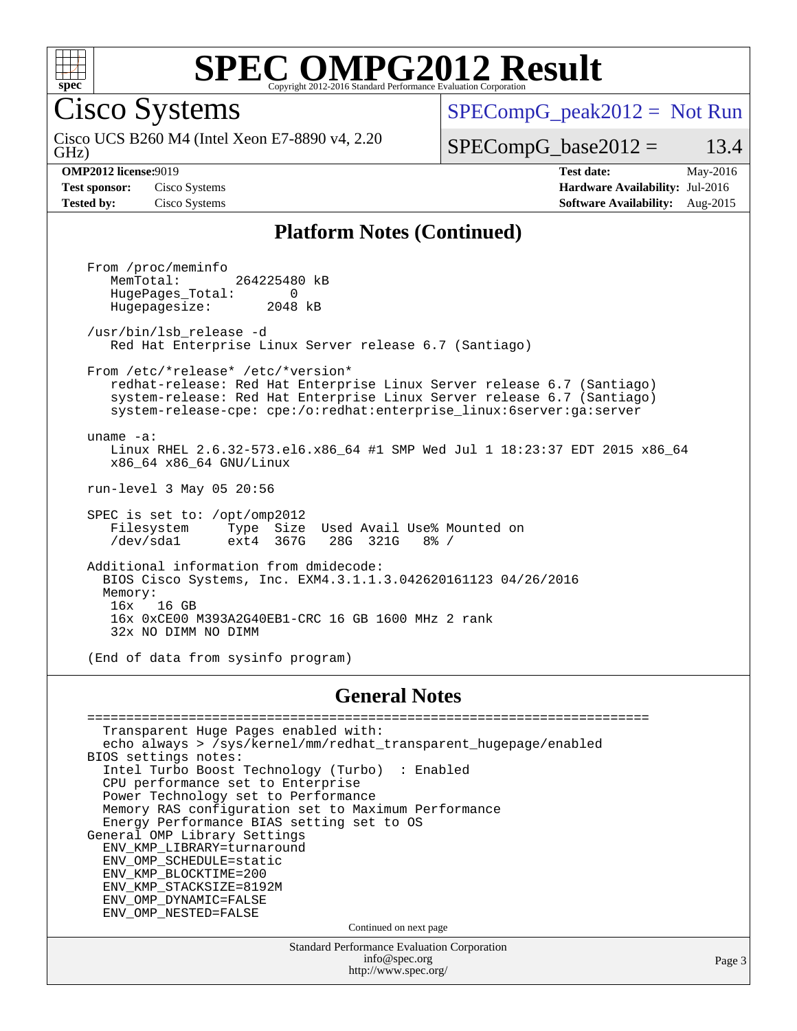# SPEC OMPG2012 Result

Copyright 2012-2016 Standard Performance Evaluation Corporation

## Cisco Systems

Cisco UCS B260 M4 (Intel Xeon E7-8890 v4, 2.20 GHz)

SPECompG_peak2012 = Not Run

SPECompG_base2012 = 13.4

**OMP2012 license:** 9019
**Test sponsor:** Cisco Systems
**Tested by:** Cisco Systems

**Test date:** May-2016
**Hardware Availability:** Jul-2016
**Software Availability:** Aug-2015

## Platform Notes (Continued)

```
From /proc/meminfo
   MemTotal:       264225480 kB
   HugePages_Total:       0
   Hugepagesize:       2048 kB

/usr/bin/lsb_release -d
   Red Hat Enterprise Linux Server release 6.7 (Santiago)

From /etc/*release* /etc/*version*
   redhat-release: Red Hat Enterprise Linux Server release 6.7 (Santiago)
   system-release: Red Hat Enterprise Linux Server release 6.7 (Santiago)
   system-release-cpe: cpe:/o:redhat:enterprise_linux:6server:ga:server

uname -a:
   Linux RHEL 2.6.32-573.el6.x86_64 #1 SMP Wed Jul 1 18:23:37 EDT 2015 x86_64
   x86_64 x86_64 GNU/Linux

run-level 3 May 05 20:56

SPEC is set to: /opt/omp2012
   Filesystem     Type  Size  Used Avail Use% Mounted on
   /dev/sda1      ext4  367G   28G  321G   8% /

Additional information from dmidecode:
  BIOS Cisco Systems, Inc. EXM4.3.1.1.3.042620161123 04/26/2016
  Memory:
   16x   16 GB
   16x 0xCE00 M393A2G40EB1-CRC 16 GB 1600 MHz 2 rank
   32x NO DIMM NO DIMM

(End of data from sysinfo program)
```

## General Notes

```
========================================================================
  Transparent Huge Pages enabled with:
  echo always > /sys/kernel/mm/redhat_transparent_hugepage/enabled
BIOS settings notes:
  Intel Turbo Boost Technology (Turbo)  : Enabled
  CPU performance set to Enterprise
  Power Technology set to Performance
  Memory RAS configuration set to Maximum Performance
  Energy Performance BIAS setting set to OS
General OMP Library Settings
  ENV_KMP_LIBRARY=turnaround
  ENV_OMP_SCHEDULE=static
  ENV_KMP_BLOCKTIME=200
  ENV_KMP_STACKSIZE=8192M
  ENV_OMP_DYNAMIC=FALSE
  ENV_OMP_NESTED=FALSE
```

Continued on next page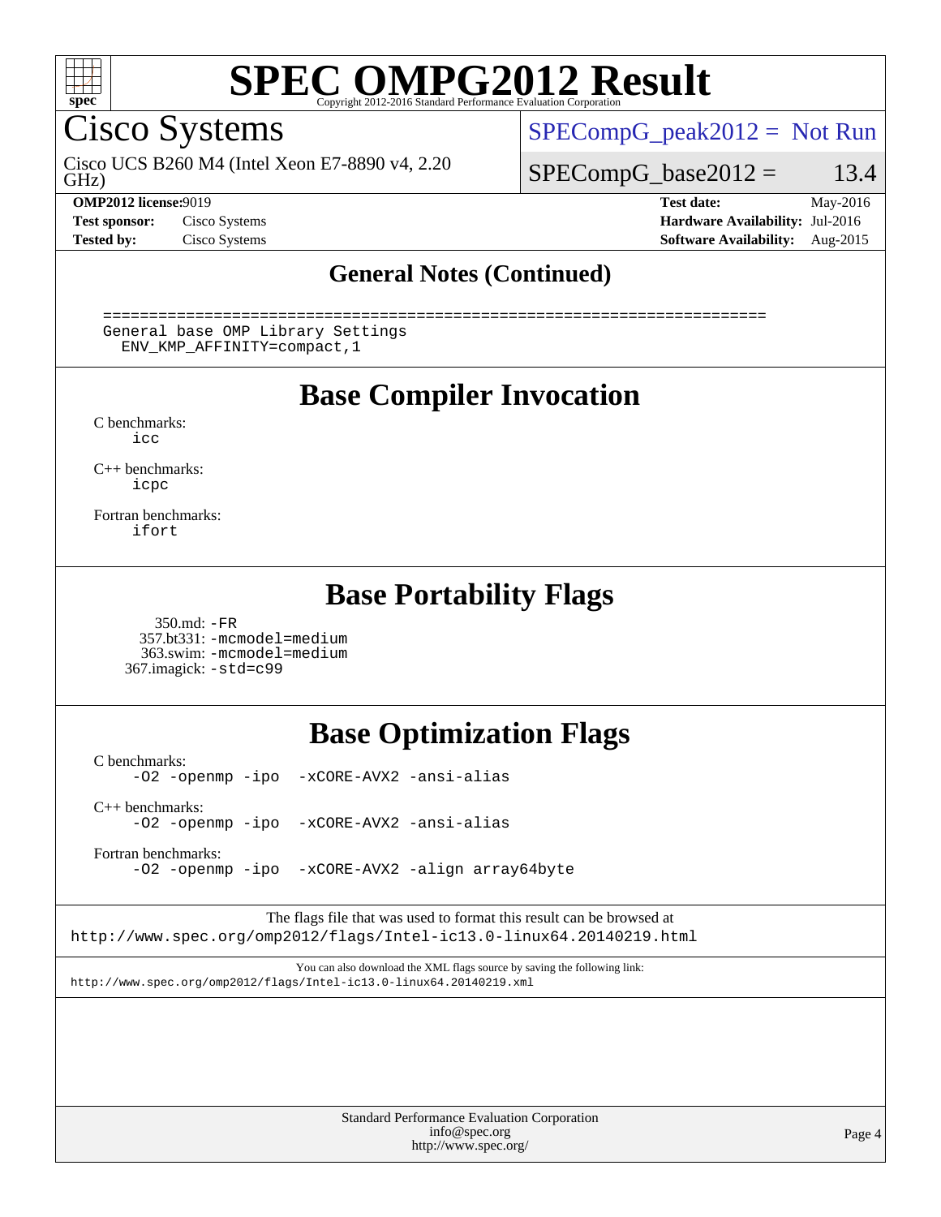# SPEC OMPG2012 Result

## Cisco Systems

Cisco UCS B260 M4 (Intel Xeon E7-8890 v4, 2.20 GHz)

SPECompG_peak2012 = Not Run

SPECompG_base2012 = 13.4

**OMP2012 license:** 9019
**Test sponsor:** Cisco Systems
**Tested by:** Cisco Systems
**Test date:** May-2016
**Hardware Availability:** Jul-2016
**Software Availability:** Aug-2015

### General Notes (Continued)

```
========================================================================
General base OMP Library Settings
  ENV_KMP_AFFINITY=compact,1
```

## Base Compiler Invocation

C benchmarks:
`icc`

C++ benchmarks:
`icpc`

Fortran benchmarks:
`ifort`

## Base Portability Flags

350.md: `-FR`
357.bt331: `-mcmodel=medium`
363.swim: `-mcmodel=medium`
367.imagick: `-std=c99`

## Base Optimization Flags

C benchmarks:
`-O2 -openmp -ipo -xCORE-AVX2 -ansi-alias`

C++ benchmarks:
`-O2 -openmp -ipo -xCORE-AVX2 -ansi-alias`

Fortran benchmarks:
`-O2 -openmp -ipo -xCORE-AVX2 -align array64byte`

The flags file that was used to format this result can be browsed at
http://www.spec.org/omp2012/flags/Intel-ic13.0-linux64.20140219.html

You can also download the XML flags source by saving the following link:
http://www.spec.org/omp2012/flags/Intel-ic13.0-linux64.20140219.xml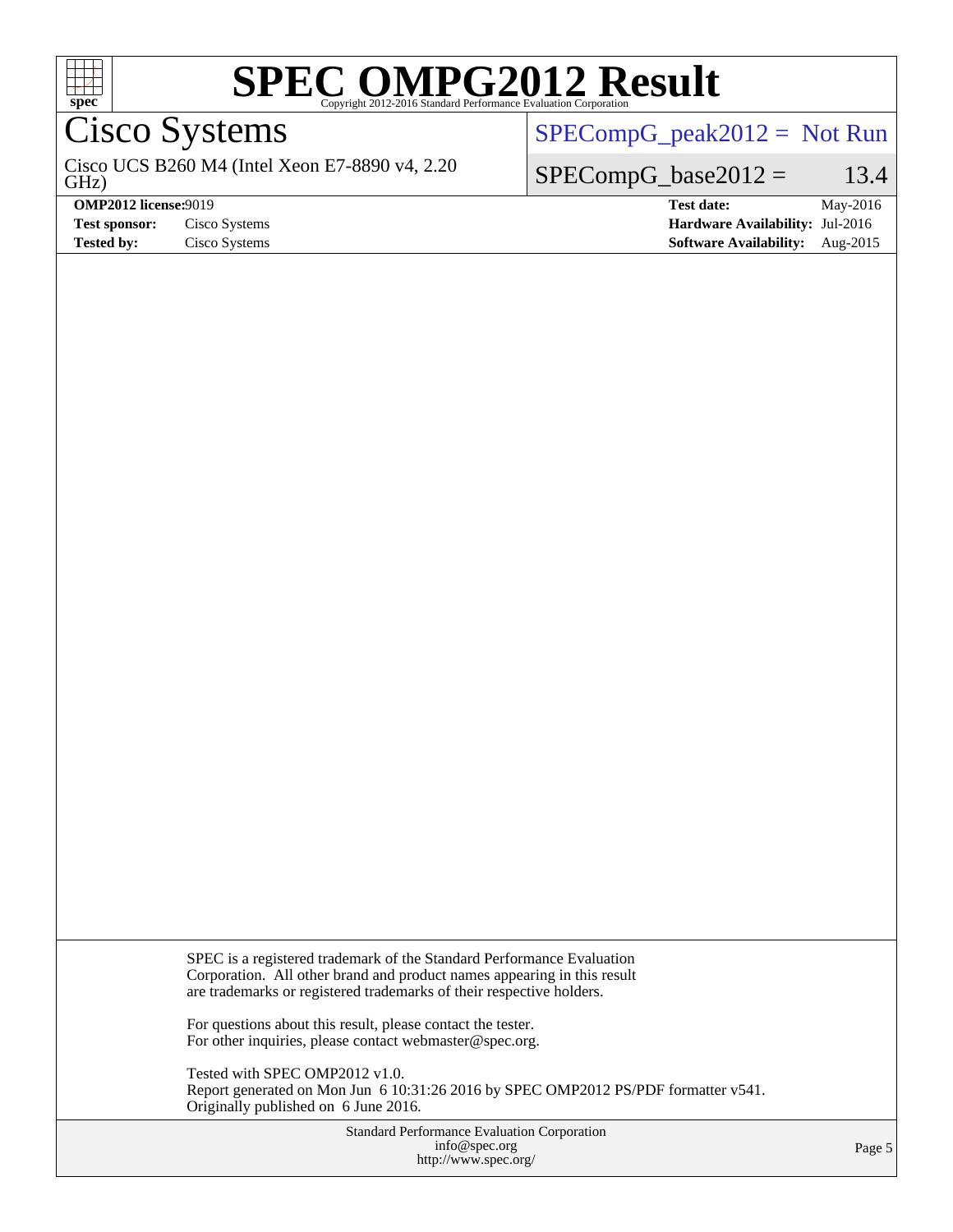SPEC is a registered trademark of the Standard Performance Evaluation Corporation. All other brand and product names appearing in this result are trademarks or registered trademarks of their respective holders.

For questions about this result, please contact the tester.
For other inquiries, please contact webmaster@spec.org.

Tested with SPEC OMP2012 v1.0.
Report generated on Mon Jun 6 10:31:26 2016 by SPEC OMP2012 PS/PDF formatter v541.
Originally published on 6 June 2016.